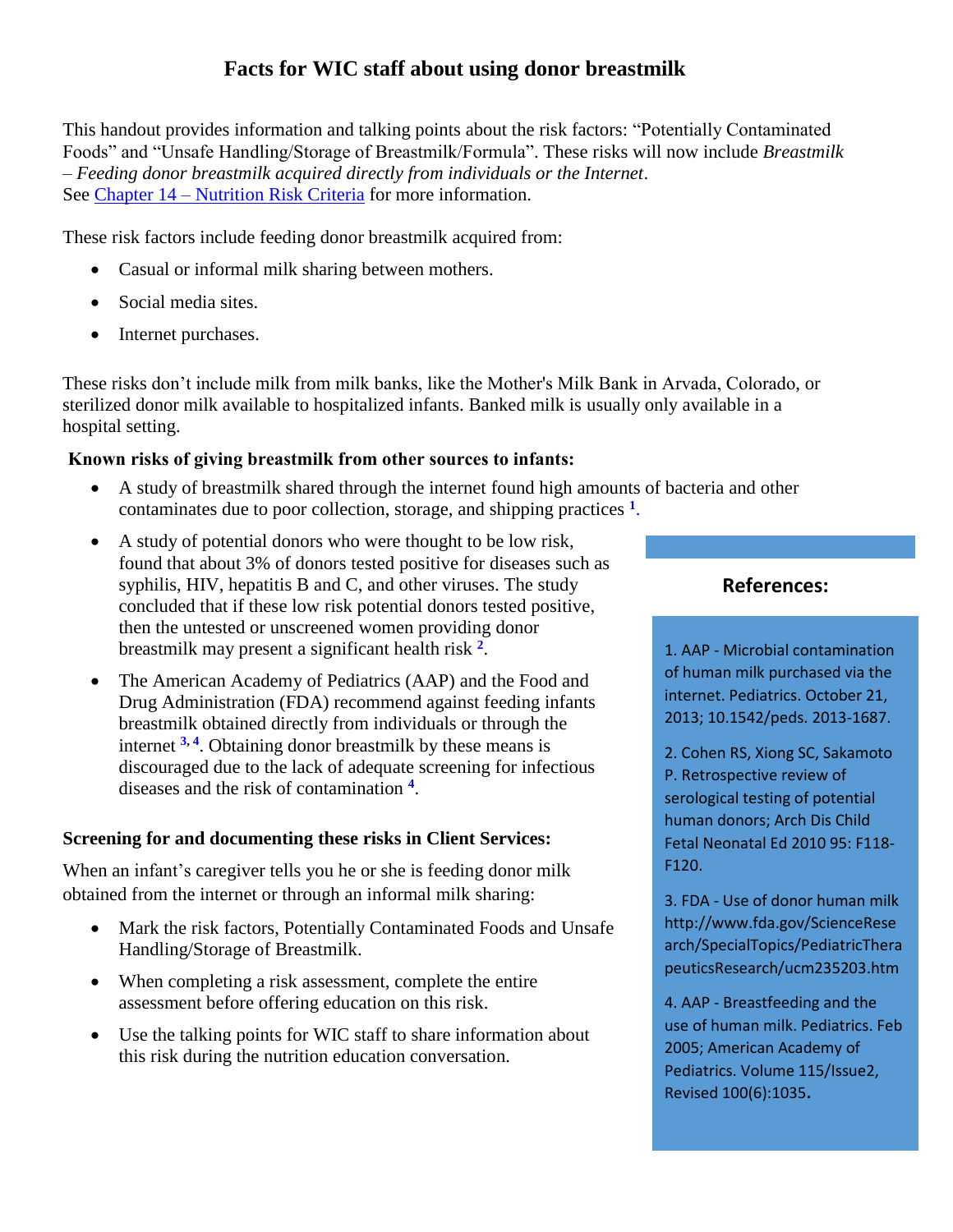# Facts for WIC staff about using donor breastmilk

This handout provides information and talking points about the risk factors: "Potentially Contaminated Foods" and "Unsafe Handling/Storage of Breastmilk/Formula". These risks will now include *Breastmilk – Feeding donor breastmilk acquired directly from individuals or the Internet*.
See [Chapter 14 – Nutrition Risk Criteria] for more information.

These risk factors include feeding donor breastmilk acquired from:

- Casual or informal milk sharing between mothers.
- Social media sites.
- Internet purchases.

These risks don't include milk from milk banks, like the Mother's Milk Bank in Arvada, Colorado, or sterilized donor milk available to hospitalized infants. Banked milk is usually only available in a hospital setting.

**Known risks of giving breastmilk from other sources to infants:**

- A study of breastmilk shared through the internet found high amounts of bacteria and other contaminates due to poor collection, storage, and shipping practices [1].
- A study of potential donors who were thought to be low risk, found that about 3% of donors tested positive for diseases such as syphilis, HIV, hepatitis B and C, and other viruses. The study concluded that if these low risk potential donors tested positive, then the untested or unscreened women providing donor breastmilk may present a significant health risk [2].
- The American Academy of Pediatrics (AAP) and the Food and Drug Administration (FDA) recommend against feeding infants breastmilk obtained directly from individuals or through the internet [3, 4]. Obtaining donor breastmilk by these means is discouraged due to the lack of adequate screening for infectious diseases and the risk of contamination [4].

**Screening for and documenting these risks in Client Services:**

When an infant's caregiver tells you he or she is feeding donor milk obtained from the internet or through an informal milk sharing:

- Mark the risk factors, Potentially Contaminated Foods and Unsafe Handling/Storage of Breastmilk.
- When completing a risk assessment, complete the entire assessment before offering education on this risk.
- Use the talking points for WIC staff to share information about this risk during the nutrition education conversation.

## References:

1. AAP - Microbial contamination of human milk purchased via the internet. Pediatrics. October 21, 2013; 10.1542/peds. 2013-1687.

2. Cohen RS, Xiong SC, Sakamoto P. Retrospective review of serological testing of potential human donors; Arch Dis Child Fetal Neonatal Ed 2010 95: F118-F120.

3. FDA - Use of donor human milk http://www.fda.gov/ScienceResearch/SpecialTopics/PediatricTherapeuticsResearch/ucm235203.htm

4. AAP - Breastfeeding and the use of human milk. Pediatrics. Feb 2005; American Academy of Pediatrics. Volume 115/Issue2, Revised 100(6):1035.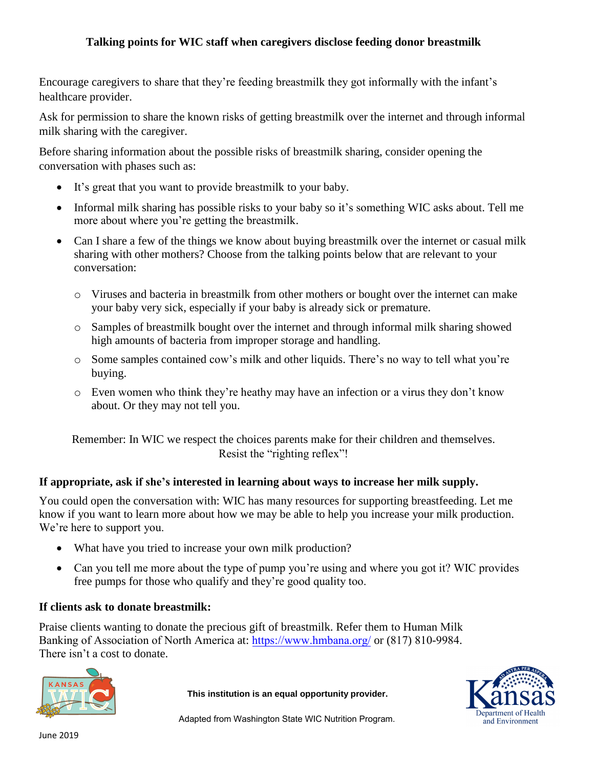**Talking points for WIC staff when caregivers disclose feeding donor breastmilk**

Encourage caregivers to share that they're feeding breastmilk they got informally with the infant's healthcare provider.

Ask for permission to share the known risks of getting breastmilk over the internet and through informal milk sharing with the caregiver.

Before sharing information about the possible risks of breastmilk sharing, consider opening the conversation with phases such as:

- It's great that you want to provide breastmilk to your baby.
- Informal milk sharing has possible risks to your baby so it's something WIC asks about. Tell me more about where you're getting the breastmilk.
- Can I share a few of the things we know about buying breastmilk over the internet or casual milk sharing with other mothers? Choose from the talking points below that are relevant to your conversation:
  - Viruses and bacteria in breastmilk from other mothers or bought over the internet can make your baby very sick, especially if your baby is already sick or premature.
  - Samples of breastmilk bought over the internet and through informal milk sharing showed high amounts of bacteria from improper storage and handling.
  - Some samples contained cow's milk and other liquids. There's no way to tell what you're buying.
  - Even women who think they're heathy may have an infection or a virus they don't know about. Or they may not tell you.

Remember: In WIC we respect the choices parents make for their children and themselves. Resist the "righting reflex"!

**If appropriate, ask if she's interested in learning about ways to increase her milk supply.**

You could open the conversation with: WIC has many resources for supporting breastfeeding. Let me know if you want to learn more about how we may be able to help you increase your milk production. We're here to support you.

- What have you tried to increase your own milk production?
- Can you tell me more about the type of pump you're using and where you got it? WIC provides free pumps for those who qualify and they're good quality too.

**If clients ask to donate breastmilk:**

Praise clients wanting to donate the precious gift of breastmilk. Refer them to Human Milk Banking of Association of North America at: https://www.hmbana.org/ or (817) 810-9984. There isn't a cost to donate.

**This institution is an equal opportunity provider.**

Adapted from Washington State WIC Nutrition Program.

June 2019